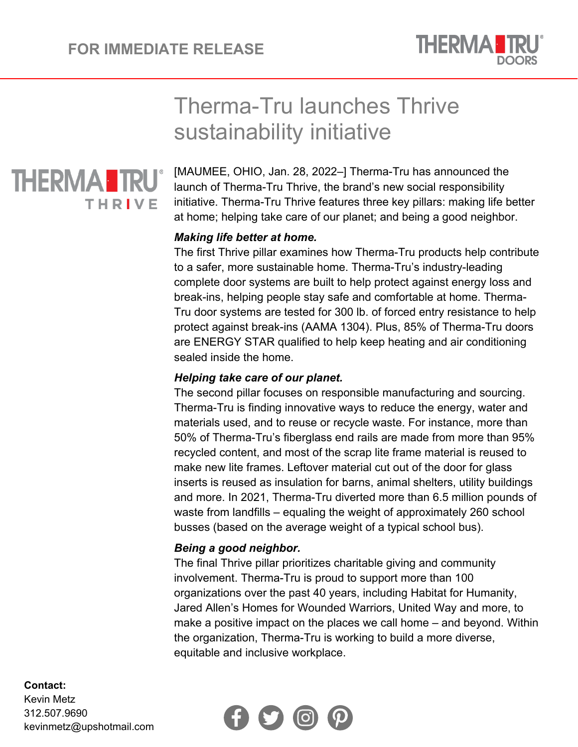FOR IMMEDIATE RELEASE

# Therma-Tru launches Thrive sustainability initiative

[MAUMEE, OHIO, Jan. 28, 2022–] Therma-Tru has announced the launch of Therma-Tru Thrive, the brand's new social responsibility initiative. Therma-Tru Thrive features three key pillars: making life better at home; helping take care of our planet; and being a good neighbor.

***Making life better at home.***
The first Thrive pillar examines how Therma-Tru products help contribute to a safer, more sustainable home. Therma-Tru's industry-leading complete door systems are built to help protect against energy loss and break-ins, helping people stay safe and comfortable at home. Therma-Tru door systems are tested for 300 lb. of forced entry resistance to help protect against break-ins (AAMA 1304). Plus, 85% of Therma-Tru doors are ENERGY STAR qualified to help keep heating and air conditioning sealed inside the home.

***Helping take care of our planet.***
The second pillar focuses on responsible manufacturing and sourcing. Therma-Tru is finding innovative ways to reduce the energy, water and materials used, and to reuse or recycle waste. For instance, more than 50% of Therma-Tru's fiberglass end rails are made from more than 95% recycled content, and most of the scrap lite frame material is reused to make new lite frames. Leftover material cut out of the door for glass inserts is reused as insulation for barns, animal shelters, utility buildings and more. In 2021, Therma-Tru diverted more than 6.5 million pounds of waste from landfills – equaling the weight of approximately 260 school busses (based on the average weight of a typical school bus).

***Being a good neighbor.***
The final Thrive pillar prioritizes charitable giving and community involvement. Therma-Tru is proud to support more than 100 organizations over the past 40 years, including Habitat for Humanity, Jared Allen's Homes for Wounded Warriors, United Way and more, to make a positive impact on the places we call home – and beyond. Within the organization, Therma-Tru is working to build a more diverse, equitable and inclusive workplace.

**Contact:**
Kevin Metz
312.507.9690
kevinmetz@upshotmail.com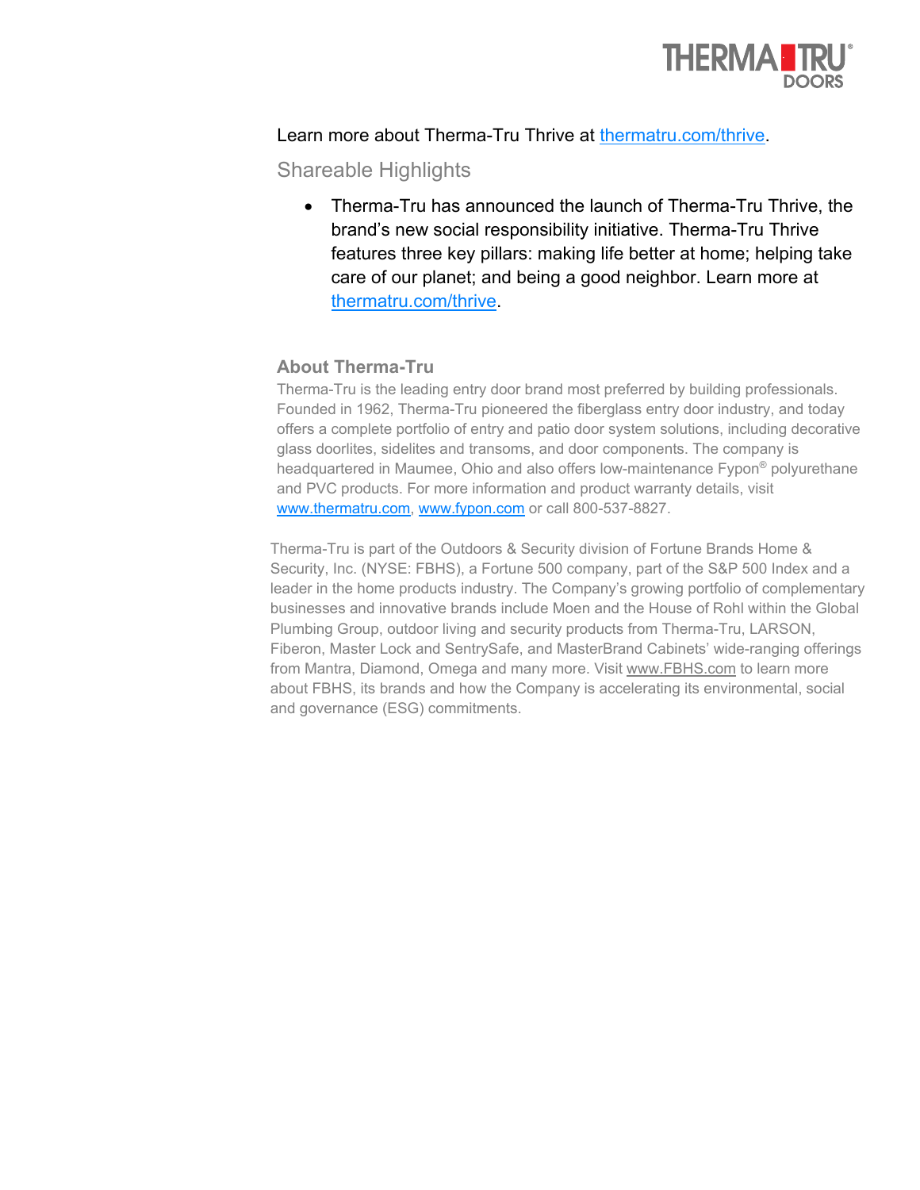Learn more about Therma-Tru Thrive at [thermatru.com/thrive](thermatru.com/thrive).

## Shareable Highlights

- Therma-Tru has announced the launch of Therma-Tru Thrive, the brand's new social responsibility initiative. Therma-Tru Thrive features three key pillars: making life better at home; helping take care of our planet; and being a good neighbor. Learn more at [thermatru.com/thrive](thermatru.com/thrive).

### About Therma-Tru

Therma-Tru is the leading entry door brand most preferred by building professionals. Founded in 1962, Therma-Tru pioneered the fiberglass entry door industry, and today offers a complete portfolio of entry and patio door system solutions, including decorative glass doorlites, sidelites and transoms, and door components. The company is headquartered in Maumee, Ohio and also offers low-maintenance Fypon® polyurethane and PVC products. For more information and product warranty details, visit [www.thermatru.com](www.thermatru.com), [www.fypon.com](www.fypon.com) or call 800-537-8827.

Therma-Tru is part of the Outdoors & Security division of Fortune Brands Home & Security, Inc. (NYSE: FBHS), a Fortune 500 company, part of the S&P 500 Index and a leader in the home products industry. The Company's growing portfolio of complementary businesses and innovative brands include Moen and the House of Rohl within the Global Plumbing Group, outdoor living and security products from Therma-Tru, LARSON, Fiberon, Master Lock and SentrySafe, and MasterBrand Cabinets' wide-ranging offerings from Mantra, Diamond, Omega and many more. Visit [www.FBHS.com](www.FBHS.com) to learn more about FBHS, its brands and how the Company is accelerating its environmental, social and governance (ESG) commitments.